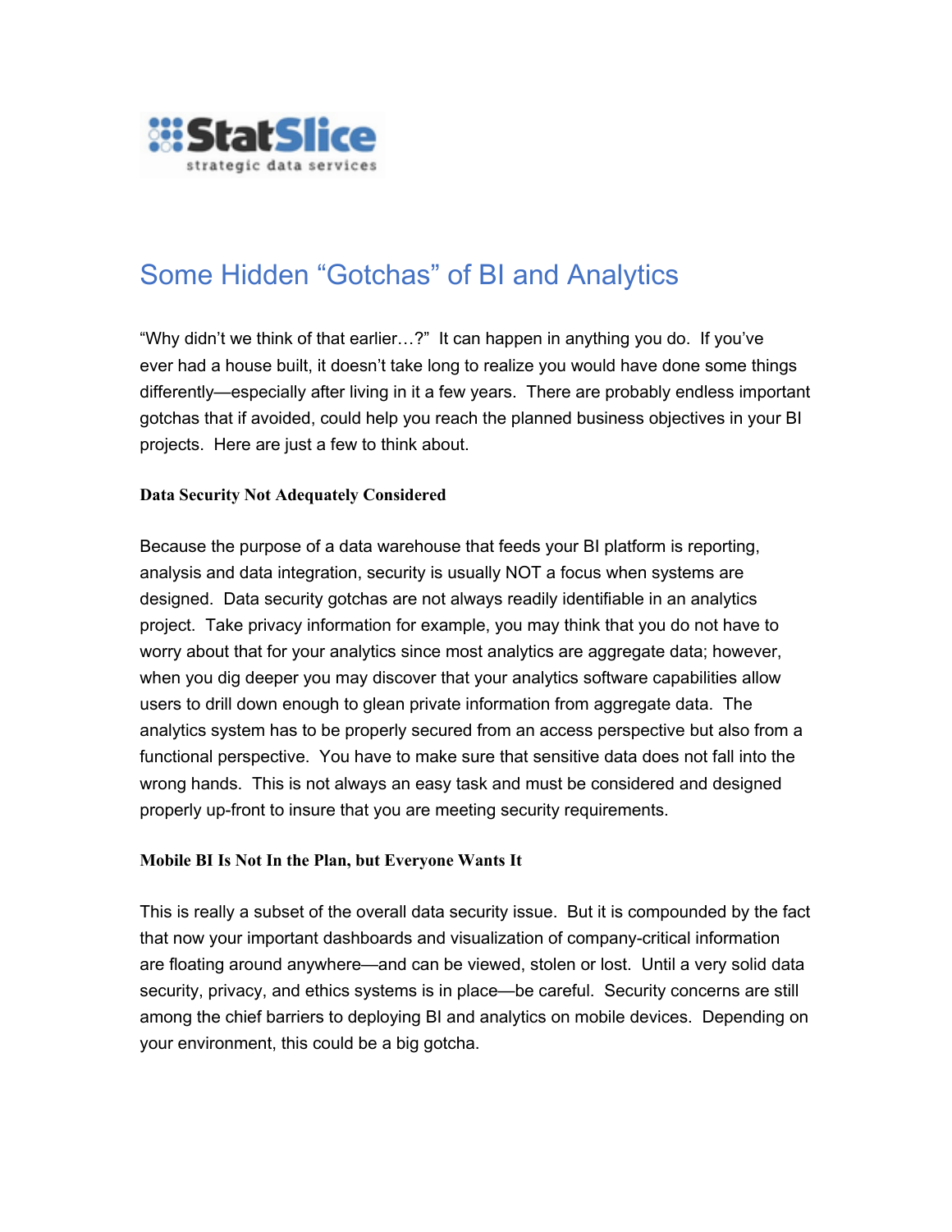StatSlice
strategic data services

# Some Hidden "Gotchas" of BI and Analytics

"Why didn't we think of that earlier…?" It can happen in anything you do. If you've ever had a house built, it doesn't take long to realize you would have done some things differently—especially after living in it a few years. There are probably endless important gotchas that if avoided, could help you reach the planned business objectives in your BI projects. Here are just a few to think about.

**Data Security Not Adequately Considered**

Because the purpose of a data warehouse that feeds your BI platform is reporting, analysis and data integration, security is usually NOT a focus when systems are designed. Data security gotchas are not always readily identifiable in an analytics project. Take privacy information for example, you may think that you do not have to worry about that for your analytics since most analytics are aggregate data; however, when you dig deeper you may discover that your analytics software capabilities allow users to drill down enough to glean private information from aggregate data. The analytics system has to be properly secured from an access perspective but also from a functional perspective. You have to make sure that sensitive data does not fall into the wrong hands. This is not always an easy task and must be considered and designed properly up-front to insure that you are meeting security requirements.

**Mobile BI Is Not In the Plan, but Everyone Wants It**

This is really a subset of the overall data security issue. But it is compounded by the fact that now your important dashboards and visualization of company-critical information are floating around anywhere—and can be viewed, stolen or lost. Until a very solid data security, privacy, and ethics systems is in place—be careful. Security concerns are still among the chief barriers to deploying BI and analytics on mobile devices. Depending on your environment, this could be a big gotcha.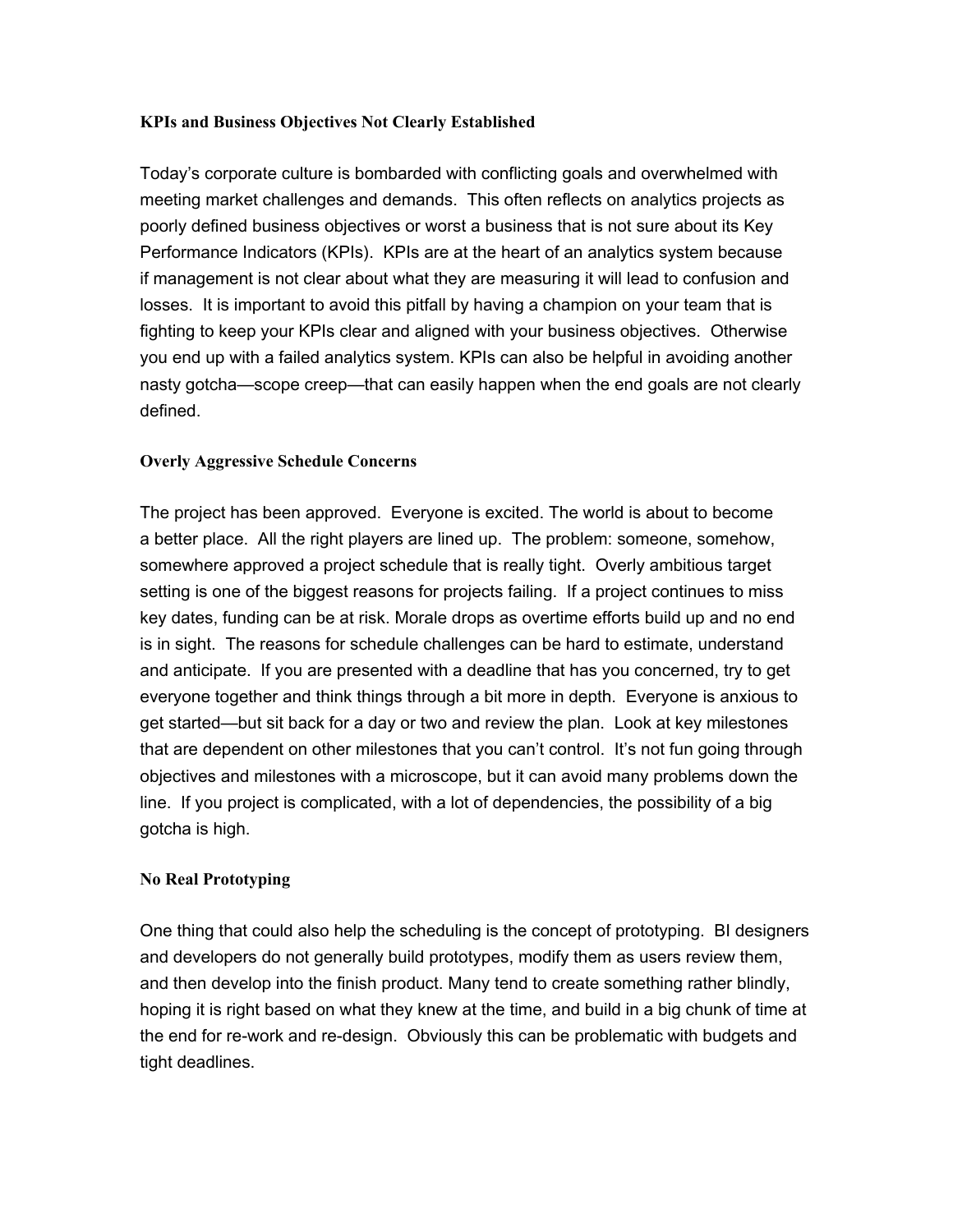**KPIs and Business Objectives Not Clearly Established**

Today's corporate culture is bombarded with conflicting goals and overwhelmed with meeting market challenges and demands. This often reflects on analytics projects as poorly defined business objectives or worst a business that is not sure about its Key Performance Indicators (KPIs). KPIs are at the heart of an analytics system because if management is not clear about what they are measuring it will lead to confusion and losses. It is important to avoid this pitfall by having a champion on your team that is fighting to keep your KPIs clear and aligned with your business objectives. Otherwise you end up with a failed analytics system. KPIs can also be helpful in avoiding another nasty gotcha—scope creep—that can easily happen when the end goals are not clearly defined.

**Overly Aggressive Schedule Concerns**

The project has been approved. Everyone is excited. The world is about to become a better place. All the right players are lined up. The problem: someone, somehow, somewhere approved a project schedule that is really tight. Overly ambitious target setting is one of the biggest reasons for projects failing. If a project continues to miss key dates, funding can be at risk. Morale drops as overtime efforts build up and no end is in sight. The reasons for schedule challenges can be hard to estimate, understand and anticipate. If you are presented with a deadline that has you concerned, try to get everyone together and think things through a bit more in depth. Everyone is anxious to get started—but sit back for a day or two and review the plan. Look at key milestones that are dependent on other milestones that you can't control. It's not fun going through objectives and milestones with a microscope, but it can avoid many problems down the line. If you project is complicated, with a lot of dependencies, the possibility of a big gotcha is high.

**No Real Prototyping**

One thing that could also help the scheduling is the concept of prototyping. BI designers and developers do not generally build prototypes, modify them as users review them, and then develop into the finish product. Many tend to create something rather blindly, hoping it is right based on what they knew at the time, and build in a big chunk of time at the end for re-work and re-design. Obviously this can be problematic with budgets and tight deadlines.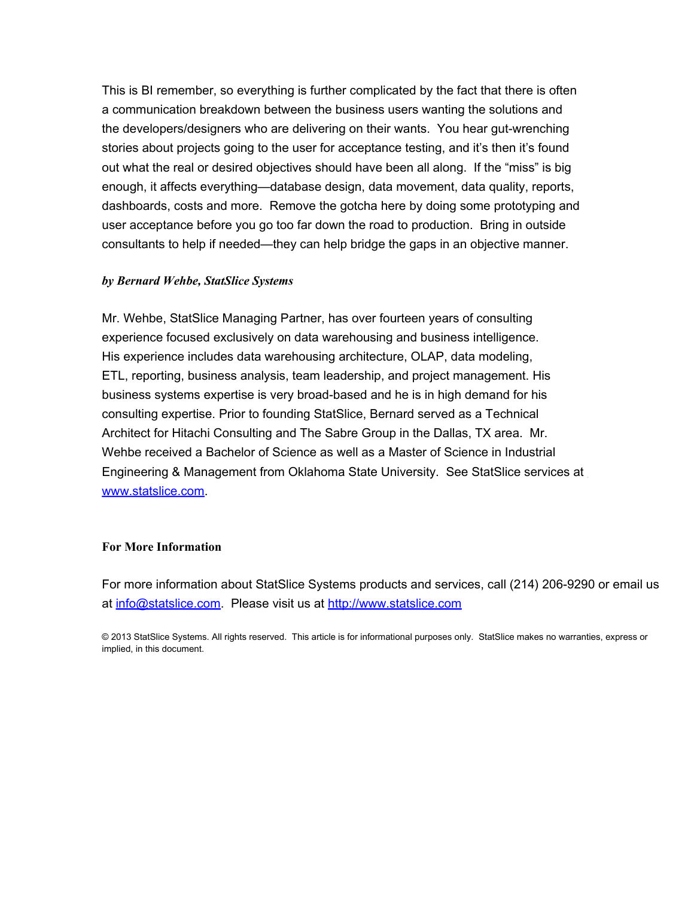This is BI remember, so everything is further complicated by the fact that there is often a communication breakdown between the business users wanting the solutions and the developers/designers who are delivering on their wants. You hear gut-wrenching stories about projects going to the user for acceptance testing, and it's then it's found out what the real or desired objectives should have been all along. If the "miss" is big enough, it affects everything—database design, data movement, data quality, reports, dashboards, costs and more. Remove the gotcha here by doing some prototyping and user acceptance before you go too far down the road to production. Bring in outside consultants to help if needed—they can help bridge the gaps in an objective manner.

***by Bernard Wehbe, StatSlice Systems***

Mr. Wehbe, StatSlice Managing Partner, has over fourteen years of consulting experience focused exclusively on data warehousing and business intelligence. His experience includes data warehousing architecture, OLAP, data modeling, ETL, reporting, business analysis, team leadership, and project management. His business systems expertise is very broad-based and he is in high demand for his consulting expertise. Prior to founding StatSlice, Bernard served as a Technical Architect for Hitachi Consulting and The Sabre Group in the Dallas, TX area. Mr. Wehbe received a Bachelor of Science as well as a Master of Science in Industrial Engineering & Management from Oklahoma State University. See StatSlice services at www.statslice.com.

**For More Information**

For more information about StatSlice Systems products and services, call (214) 206-9290 or email us at info@statslice.com. Please visit us at http://www.statslice.com

© 2013 StatSlice Systems. All rights reserved. This article is for informational purposes only. StatSlice makes no warranties, express or implied, in this document.